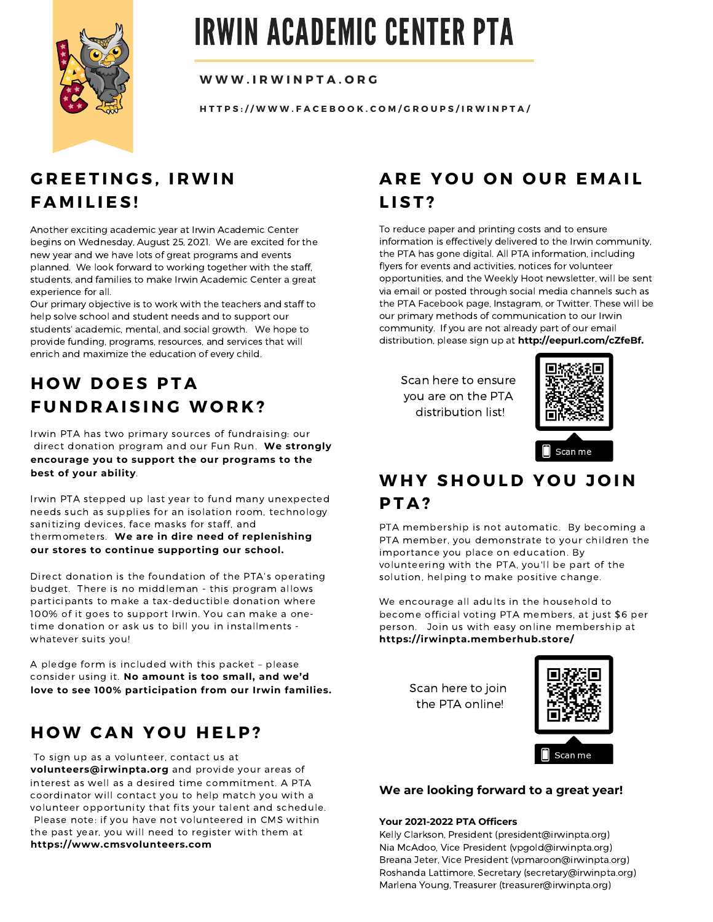# IRWIN ACADEMIC CENTER PTA

**WWW.IRWINPTA.ORG**

**HTTPS://WWW.FACEBOOK.COM/GROUPS/IRWINPTA/**

## GREETINGS, IRWIN FAMILIES!

Another exciting academic year at Irwin Academic Center begins on Wednesday, August 25, 2021. We are excited for the new year and we have lots of great programs and events planned. We look forward to working together with the staff, students, and families to make Irwin Academic Center a great experience for all.

Our primary objective is to work with the teachers and staff to help solve school and student needs and to support our students' academic, mental, and social growth. We hope to provide funding, programs, resources, and services that will enrich and maximize the education of every child.

## HOW DOES PTA FUNDRAISING WORK?

Irwin PTA has two primary sources of fundraising: our direct donation program and our Fun Run. **We strongly encourage you to support the our programs to the best of your ability**.

Irwin PTA stepped up last year to fund many unexpected needs such as supplies for an isolation room, technology sanitizing devices, face masks for staff, and thermometers. **We are in dire need of replenishing our stores to continue supporting our school.**

Direct donation is the foundation of the PTA's operating budget. There is no middleman - this program allows participants to make a tax-deductible donation where 100% of it goes to support Irwin. You can make a one-time donation or ask us to bill you in installments - whatever suits you!

A pledge form is included with this packet – please consider using it. **No amount is too small, and we'd love to see 100% participation from our Irwin families.**

## HOW CAN YOU HELP?

To sign up as a volunteer, contact us at **volunteers@irwinpta.org** and provide your areas of interest as well as a desired time commitment. A PTA coordinator will contact you to help match you with a volunteer opportunity that fits your talent and schedule. Please note: if you have not volunteered in CMS within the past year, you will need to register with them at **https://www.cmsvolunteers.com**

## ARE YOU ON OUR EMAIL LIST?

To reduce paper and printing costs and to ensure information is effectively delivered to the Irwin community, the PTA has gone digital. All PTA information, including flyers for events and activities, notices for volunteer opportunities, and the Weekly Hoot newsletter, will be sent via email or posted through social media channels such as the PTA Facebook page, Instagram, or Twitter. These will be our primary methods of communication to our Irwin community. If you are not already part of our email distribution, please sign up at **http://eepurl.com/cZfeBf.**

Scan here to ensure you are on the PTA distribution list!

Scan me

## WHY SHOULD YOU JOIN PTA?

PTA membership is not automatic. By becoming a PTA member, you demonstrate to your children the importance you place on education. By volunteering with the PTA, you'll be part of the solution, helping to make positive change.

We encourage all adults in the household to become official voting PTA members, at just $6 per person. Join us with easy online membership at **https://irwinpta.memberhub.store/**

Scan here to join the PTA online!

Scan me

**We are looking forward to a great year!**

**Your 2021-2022 PTA Officers**

Kelly Clarkson, President (president@irwinpta.org)
Nia McAdoo, Vice President (vpgold@irwinpta.org)
Breana Jeter, Vice President (vpmaroon@irwinpta.org)
Roshanda Lattimore, Secretary (secretary@irwinpta.org)
Marlena Young, Treasurer (treasurer@irwinpta.org)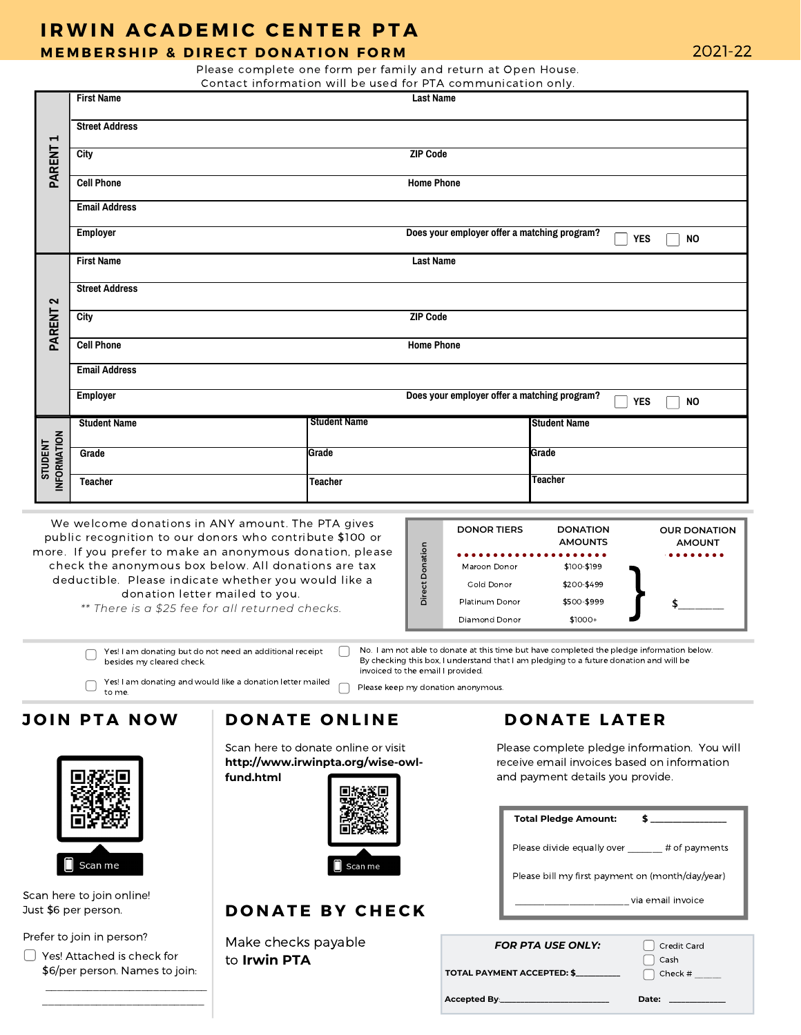# IRWIN ACADEMIC CENTER PTA

## MEMBERSHIP & DIRECT DONATION FORM

2021-22

Please complete one form per family and return at Open House.
Contact information will be used for PTA communication only.

| | | |
|---|---|---|
| PARENT 1 | First Name | Last Name |
| | Street Address | |
| | City | ZIP Code |
| | Cell Phone | Home Phone |
| | Email Address | |
| | Employer | Does your employer offer a matching program? ☐ YES ☐ NO |
| PARENT 2 | First Name | Last Name |
| | Street Address | |
| | City | ZIP Code |
| | Cell Phone | Home Phone |
| | Email Address | |
| | Employer | Does your employer offer a matching program? ☐ YES ☐ NO |

| | | | |
|---|---|---|---|
| STUDENT INFORMATION | Student Name | Student Name | Student Name |
| | Grade | Grade | Grade |
| | Teacher | Teacher | Teacher |

We welcome donations in ANY amount. The PTA gives public recognition to our donors who contribute $100 or more. If you prefer to make an anonymous donation, please check the anonymous box below. All donations are tax deductible. Please indicate whether you would like a donation letter mailed to you.

*** There is a $25 fee for all returned checks.*

Direct Donation

| DONOR TIERS | DONATION AMOUNTS | OUR DONATION AMOUNT |
|---|---|---|
| Maroon Donor | $100-$199 | |
| Gold Donor | $200-$499 | $________ |
| Platinum Donor | $500-$999 | |
| Diamond Donor | $1000+ | |

☐ Yes! I am donating but do not need an additional receipt besides my cleared check.

☐ Yes! I am donating and would like a donation letter mailed to me.

☐ No. I am not able to donate at this time but have completed the pledge information below. By checking this box, I understand that I am pledging to a future donation and will be invoiced to the email I provided.

☐ Please keep my donation anonymous.

## JOIN PTA NOW

Scan me

Scan here to join online!
Just $6 per person.

Prefer to join in person?

☐ Yes! Attached is check for $6/per person. Names to join:

______________________________

______________________________

## DONATE ONLINE

Scan here to donate online or visit **http://www.irwinpta.org/wise-owl-fund.html**

Scan me

## DONATE BY CHECK

Make checks payable to **Irwin PTA**

## DONATE LATER

Please complete pledge information. You will receive email invoices based on information and payment details you provide.

**Total Pledge Amount:** $ _______________

Please divide equally over _______ # of payments

Please bill my first payment on (month/day/year)

_______________________ via email invoice

***FOR PTA USE ONLY:***

**TOTAL PAYMENT ACCEPTED:** $__________

☐ Credit Card
☐ Cash
☐ Check # _____

**Accepted By**________________________ **Date:** ____________